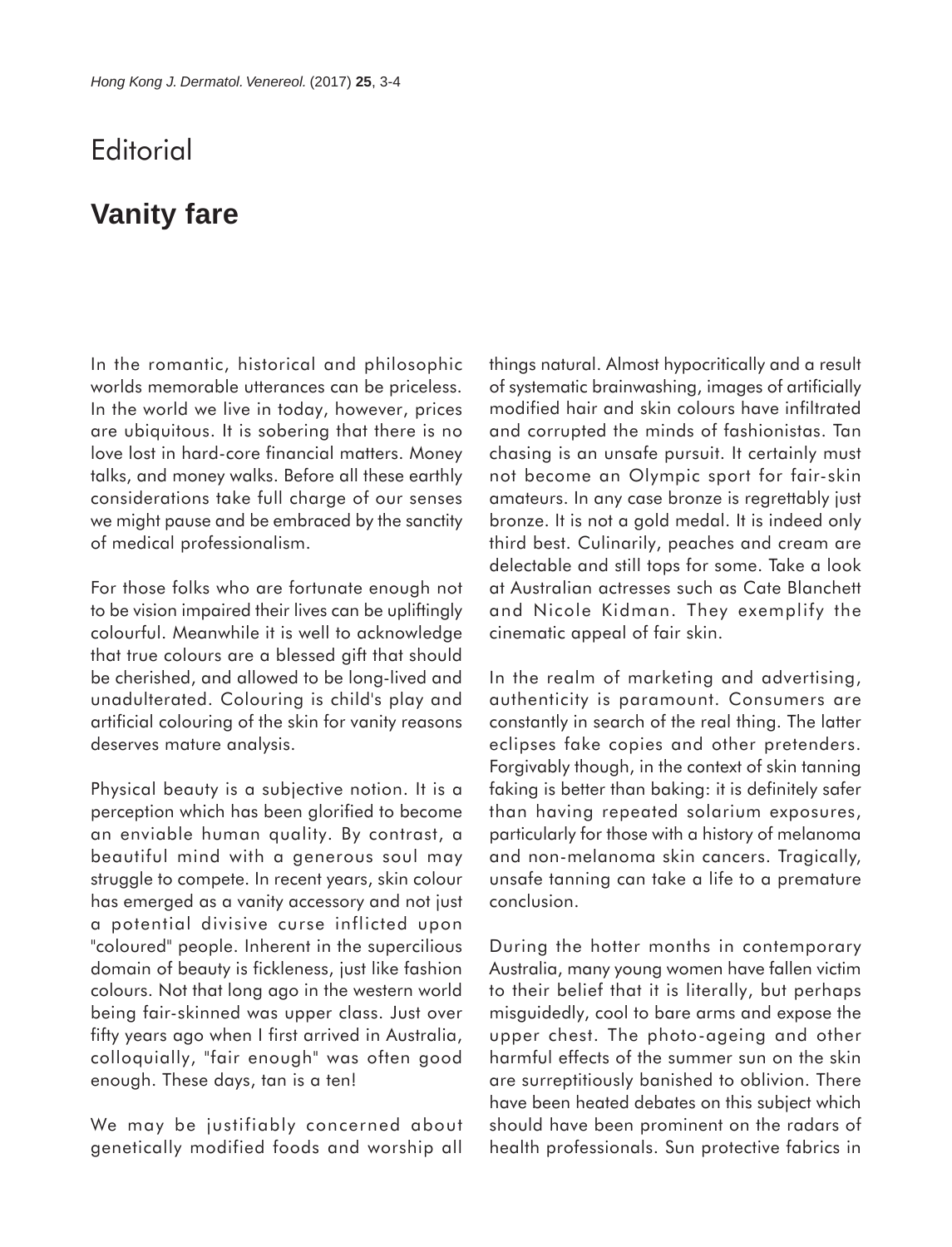Editorial

# Vanity fare

In the romantic, historical and philosophic worlds memorable utterances can be priceless. In the world we live in today, however, prices are ubiquitous. It is sobering that there is no love lost in hard-core financial matters. Money talks, and money walks. Before all these earthly considerations take full charge of our senses we might pause and be embraced by the sanctity of medical professionalism.

For those folks who are fortunate enough not to be vision impaired their lives can be upliftingly colourful. Meanwhile it is well to acknowledge that true colours are a blessed gift that should be cherished, and allowed to be long-lived and unadulterated. Colouring is child's play and artificial colouring of the skin for vanity reasons deserves mature analysis.

Physical beauty is a subjective notion. It is a perception which has been glorified to become an enviable human quality. By contrast, a beautiful mind with a generous soul may struggle to compete. In recent years, skin colour has emerged as a vanity accessory and not just a potential divisive curse inflicted upon "coloured" people. Inherent in the supercilious domain of beauty is fickleness, just like fashion colours. Not that long ago in the western world being fair-skinned was upper class. Just over fifty years ago when I first arrived in Australia, colloquially, "fair enough" was often good enough. These days, tan is a ten!

We may be justifiably concerned about genetically modified foods and worship all things natural. Almost hypocritically and a result of systematic brainwashing, images of artificially modified hair and skin colours have infiltrated and corrupted the minds of fashionistas. Tan chasing is an unsafe pursuit. It certainly must not become an Olympic sport for fair-skin amateurs. In any case bronze is regrettably just bronze. It is not a gold medal. It is indeed only third best. Culinarily, peaches and cream are delectable and still tops for some. Take a look at Australian actresses such as Cate Blanchett and Nicole Kidman. They exemplify the cinematic appeal of fair skin.

In the realm of marketing and advertising, authenticity is paramount. Consumers are constantly in search of the real thing. The latter eclipses fake copies and other pretenders. Forgivably though, in the context of skin tanning faking is better than baking: it is definitely safer than having repeated solarium exposures, particularly for those with a history of melanoma and non-melanoma skin cancers. Tragically, unsafe tanning can take a life to a premature conclusion.

During the hotter months in contemporary Australia, many young women have fallen victim to their belief that it is literally, but perhaps misguidedly, cool to bare arms and expose the upper chest. The photo-ageing and other harmful effects of the summer sun on the skin are surreptitiously banished to oblivion. There have been heated debates on this subject which should have been prominent on the radars of health professionals. Sun protective fabrics in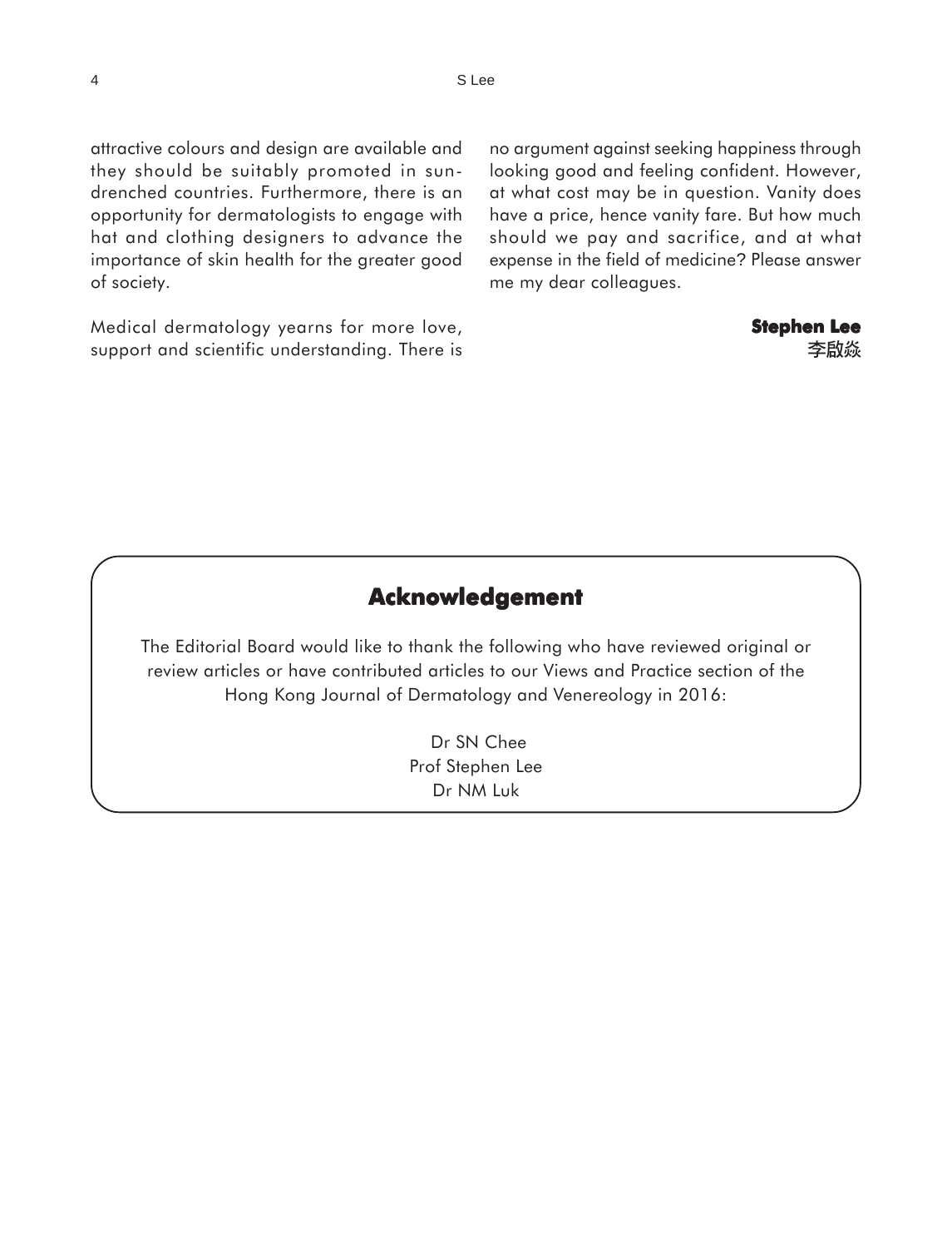attractive colours and design are available and they should be suitably promoted in sun-drenched countries. Furthermore, there is an opportunity for dermatologists to engage with hat and clothing designers to advance the importance of skin health for the greater good of society.

Medical dermatology yearns for more love, support and scientific understanding. There is no argument against seeking happiness through looking good and feeling confident. However, at what cost may be in question. Vanity does have a price, hence vanity fare. But how much should we pay and sacrifice, and at what expense in the field of medicine? Please answer me my dear colleagues.

**Stephen Lee**
**李啟焱**

## Acknowledgement

The Editorial Board would like to thank the following who have reviewed original or review articles or have contributed articles to our Views and Practice section of the Hong Kong Journal of Dermatology and Venereology in 2016:

Dr SN Chee
Prof Stephen Lee
Dr NM Luk